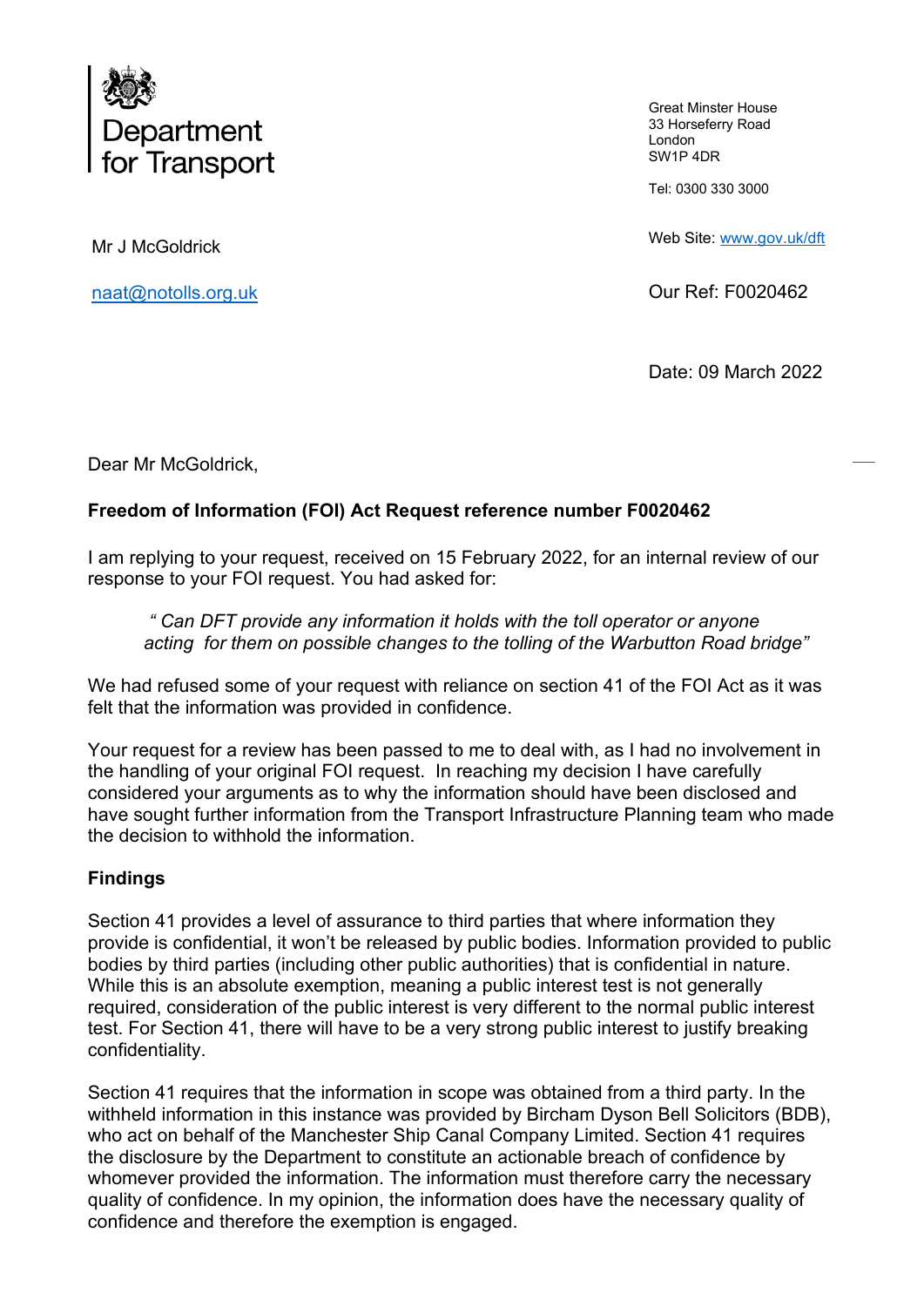Department for Transport

Great Minster House
33 Horseferry Road
London
SW1P 4DR

Tel: 0300 330 3000

Web Site: www.gov.uk/dft

Mr J McGoldrick

naat@notolls.org.uk

Our Ref: F0020462

Date: 09 March 2022

Dear Mr McGoldrick,

**Freedom of Information (FOI) Act Request reference number F0020462**

I am replying to your request, received on 15 February 2022, for an internal review of our response to your FOI request. You had asked for:

> *" Can DFT provide any information it holds with the toll operator or anyone acting for them on possible changes to the tolling of the Warbutton Road bridge"*

We had refused some of your request with reliance on section 41 of the FOI Act as it was felt that the information was provided in confidence.

Your request for a review has been passed to me to deal with, as I had no involvement in the handling of your original FOI request. In reaching my decision I have carefully considered your arguments as to why the information should have been disclosed and have sought further information from the Transport Infrastructure Planning team who made the decision to withhold the information.

**Findings**

Section 41 provides a level of assurance to third parties that where information they provide is confidential, it won't be released by public bodies. Information provided to public bodies by third parties (including other public authorities) that is confidential in nature. While this is an absolute exemption, meaning a public interest test is not generally required, consideration of the public interest is very different to the normal public interest test. For Section 41, there will have to be a very strong public interest to justify breaking confidentiality.

Section 41 requires that the information in scope was obtained from a third party. In the withheld information in this instance was provided by Bircham Dyson Bell Solicitors (BDB), who act on behalf of the Manchester Ship Canal Company Limited. Section 41 requires the disclosure by the Department to constitute an actionable breach of confidence by whomever provided the information. The information must therefore carry the necessary quality of confidence. In my opinion, the information does have the necessary quality of confidence and therefore the exemption is engaged.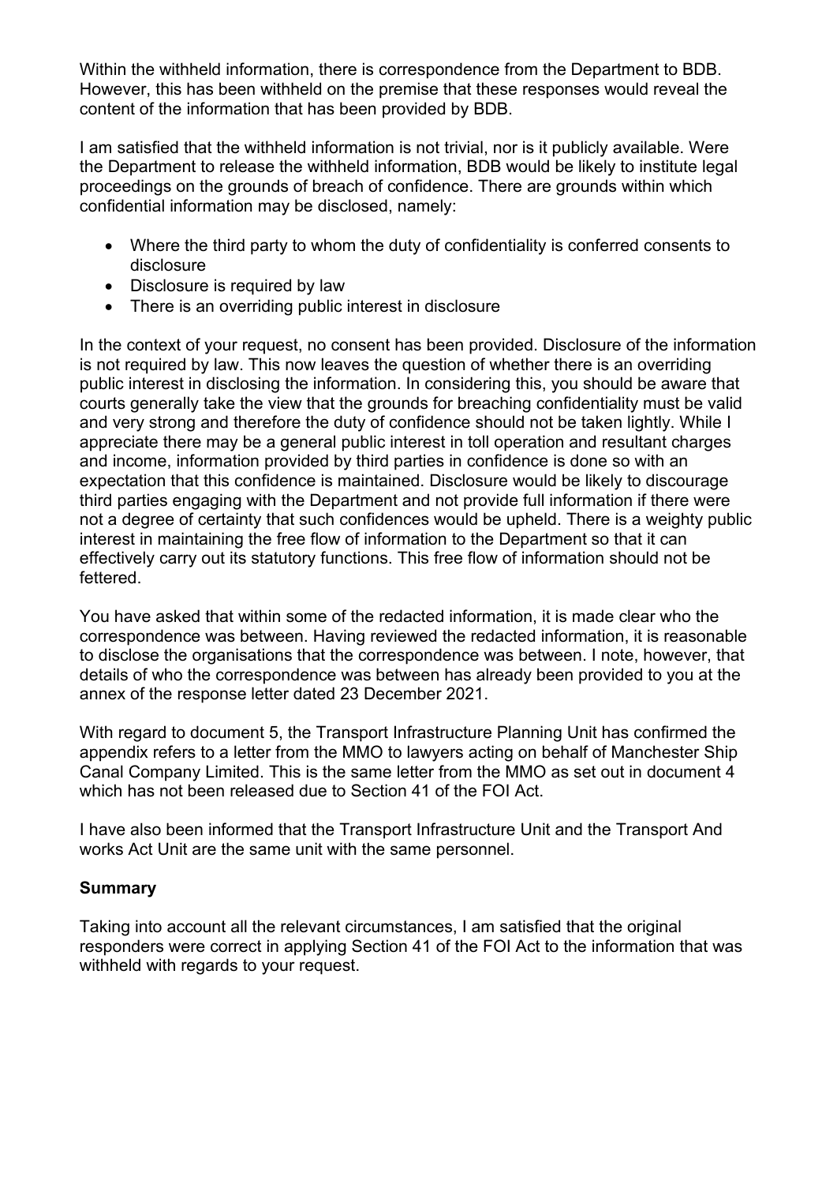Within the withheld information, there is correspondence from the Department to BDB. However, this has been withheld on the premise that these responses would reveal the content of the information that has been provided by BDB.

I am satisfied that the withheld information is not trivial, nor is it publicly available. Were the Department to release the withheld information, BDB would be likely to institute legal proceedings on the grounds of breach of confidence. There are grounds within which confidential information may be disclosed, namely:

- Where the third party to whom the duty of confidentiality is conferred consents to disclosure
- Disclosure is required by law
- There is an overriding public interest in disclosure

In the context of your request, no consent has been provided. Disclosure of the information is not required by law. This now leaves the question of whether there is an overriding public interest in disclosing the information. In considering this, you should be aware that courts generally take the view that the grounds for breaching confidentiality must be valid and very strong and therefore the duty of confidence should not be taken lightly. While I appreciate there may be a general public interest in toll operation and resultant charges and income, information provided by third parties in confidence is done so with an expectation that this confidence is maintained. Disclosure would be likely to discourage third parties engaging with the Department and not provide full information if there were not a degree of certainty that such confidences would be upheld. There is a weighty public interest in maintaining the free flow of information to the Department so that it can effectively carry out its statutory functions. This free flow of information should not be fettered.

You have asked that within some of the redacted information, it is made clear who the correspondence was between. Having reviewed the redacted information, it is reasonable to disclose the organisations that the correspondence was between. I note, however, that details of who the correspondence was between has already been provided to you at the annex of the response letter dated 23 December 2021.

With regard to document 5, the Transport Infrastructure Planning Unit has confirmed the appendix refers to a letter from the MMO to lawyers acting on behalf of Manchester Ship Canal Company Limited. This is the same letter from the MMO as set out in document 4 which has not been released due to Section 41 of the FOI Act.

I have also been informed that the Transport Infrastructure Unit and the Transport And works Act Unit are the same unit with the same personnel.

**Summary**

Taking into account all the relevant circumstances, I am satisfied that the original responders were correct in applying Section 41 of the FOI Act to the information that was withheld with regards to your request.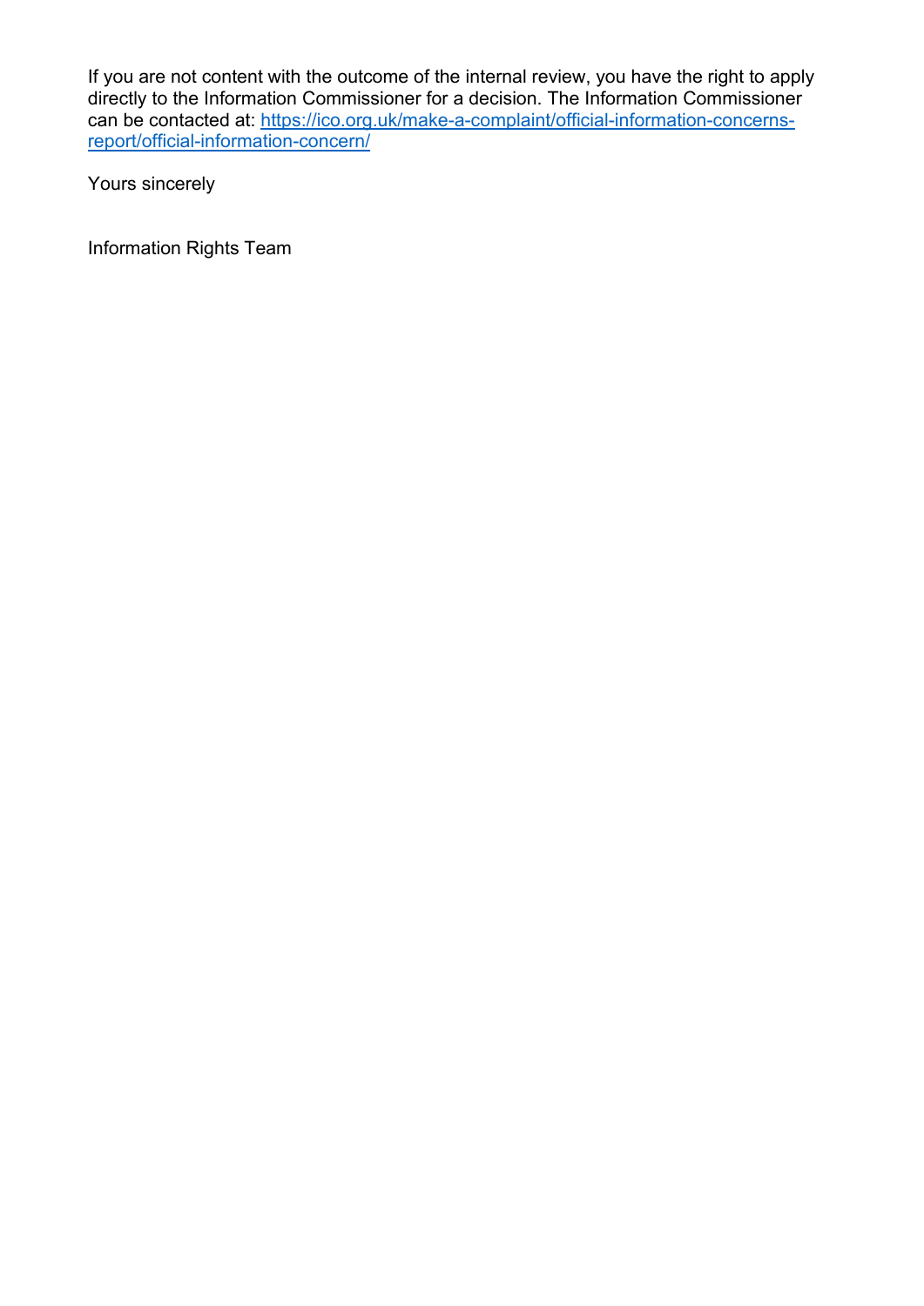If you are not content with the outcome of the internal review, you have the right to apply directly to the Information Commissioner for a decision. The Information Commissioner can be contacted at: https://ico.org.uk/make-a-complaint/official-information-concerns-report/official-information-concern/

Yours sincerely

Information Rights Team